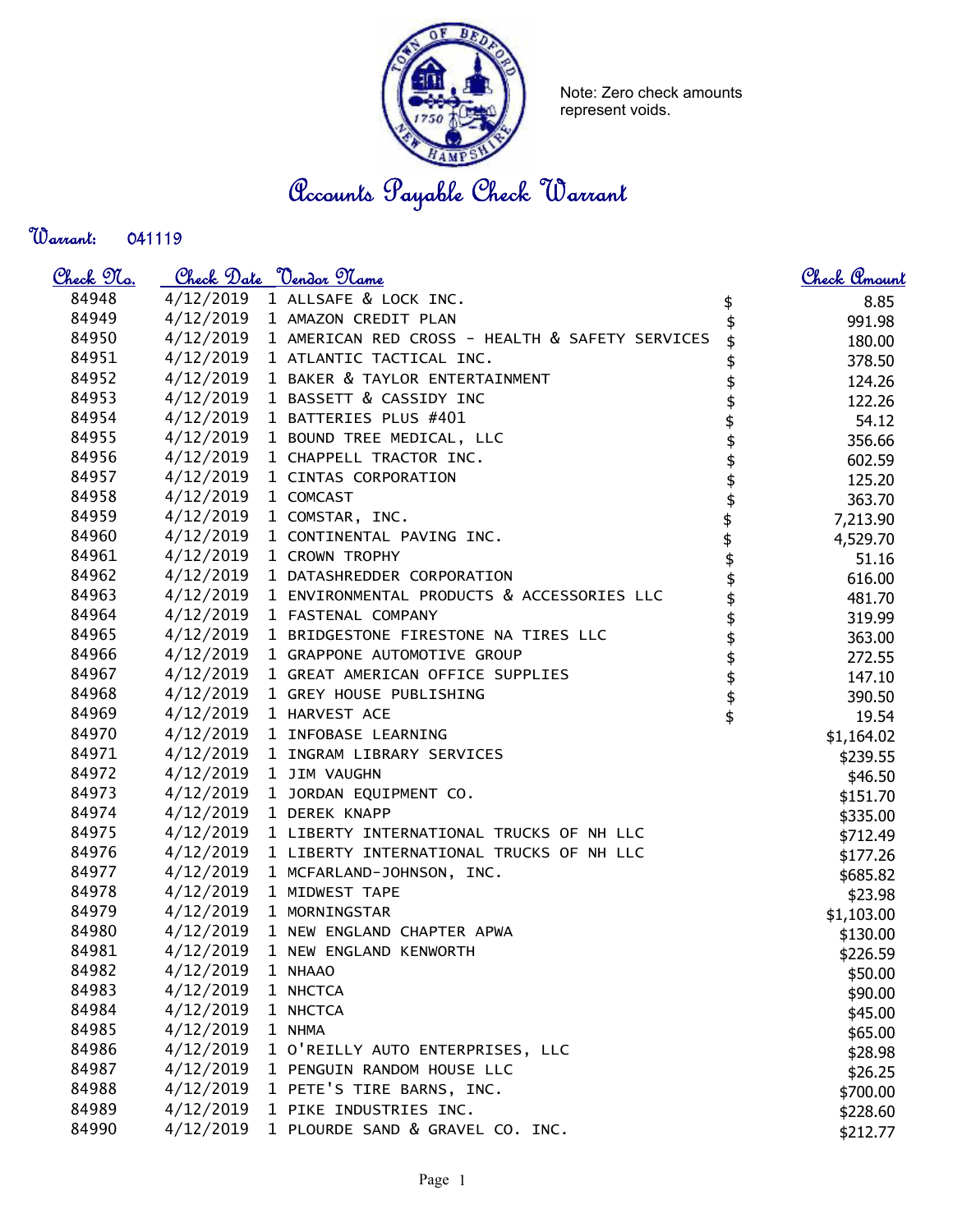Note: Zero check amounts represent voids.

# Accounts Payable Check Warrant

**Warrant:** 041119

| Check No. | Check Date | Vendor Name | Check Amount |
|---|---|---|---|
| 84948 | 4/12/2019 | 1 ALLSAFE & LOCK INC. | $ 8.85 |
| 84949 | 4/12/2019 | 1 AMAZON CREDIT PLAN | $ 991.98 |
| 84950 | 4/12/2019 | 1 AMERICAN RED CROSS - HEALTH & SAFETY SERVICES | $ 180.00 |
| 84951 | 4/12/2019 | 1 ATLANTIC TACTICAL INC. | $ 378.50 |
| 84952 | 4/12/2019 | 1 BAKER & TAYLOR ENTERTAINMENT | $ 124.26 |
| 84953 | 4/12/2019 | 1 BASSETT & CASSIDY INC | $ 122.26 |
| 84954 | 4/12/2019 | 1 BATTERIES PLUS #401 | $ 54.12 |
| 84955 | 4/12/2019 | 1 BOUND TREE MEDICAL, LLC | $ 356.66 |
| 84956 | 4/12/2019 | 1 CHAPPELL TRACTOR INC. | $ 602.59 |
| 84957 | 4/12/2019 | 1 CINTAS CORPORATION | $ 125.20 |
| 84958 | 4/12/2019 | 1 COMCAST | $ 363.70 |
| 84959 | 4/12/2019 | 1 COMSTAR, INC. | $ 7,213.90 |
| 84960 | 4/12/2019 | 1 CONTINENTAL PAVING INC. | $ 4,529.70 |
| 84961 | 4/12/2019 | 1 CROWN TROPHY | $ 51.16 |
| 84962 | 4/12/2019 | 1 DATASHREDDER CORPORATION | $ 616.00 |
| 84963 | 4/12/2019 | 1 ENVIRONMENTAL PRODUCTS & ACCESSORIES LLC | $ 481.70 |
| 84964 | 4/12/2019 | 1 FASTENAL COMPANY | $ 319.99 |
| 84965 | 4/12/2019 | 1 BRIDGESTONE FIRESTONE NA TIRES LLC | $ 363.00 |
| 84966 | 4/12/2019 | 1 GRAPPONE AUTOMOTIVE GROUP | $ 272.55 |
| 84967 | 4/12/2019 | 1 GREAT AMERICAN OFFICE SUPPLIES | $ 147.10 |
| 84968 | 4/12/2019 | 1 GREY HOUSE PUBLISHING | $ 390.50 |
| 84969 | 4/12/2019 | 1 HARVEST ACE | $ 19.54 |
| 84970 | 4/12/2019 | 1 INFOBASE LEARNING | $1,164.02 |
| 84971 | 4/12/2019 | 1 INGRAM LIBRARY SERVICES | $239.55 |
| 84972 | 4/12/2019 | 1 JIM VAUGHN | $46.50 |
| 84973 | 4/12/2019 | 1 JORDAN EQUIPMENT CO. | $151.70 |
| 84974 | 4/12/2019 | 1 DEREK KNAPP | $335.00 |
| 84975 | 4/12/2019 | 1 LIBERTY INTERNATIONAL TRUCKS OF NH LLC | $712.49 |
| 84976 | 4/12/2019 | 1 LIBERTY INTERNATIONAL TRUCKS OF NH LLC | $177.26 |
| 84977 | 4/12/2019 | 1 MCFARLAND-JOHNSON, INC. | $685.82 |
| 84978 | 4/12/2019 | 1 MIDWEST TAPE | $23.98 |
| 84979 | 4/12/2019 | 1 MORNINGSTAR | $1,103.00 |
| 84980 | 4/12/2019 | 1 NEW ENGLAND CHAPTER APWA | $130.00 |
| 84981 | 4/12/2019 | 1 NEW ENGLAND KENWORTH | $226.59 |
| 84982 | 4/12/2019 | 1 NHAAO | $50.00 |
| 84983 | 4/12/2019 | 1 NHCTCA | $90.00 |
| 84984 | 4/12/2019 | 1 NHCTCA | $45.00 |
| 84985 | 4/12/2019 | 1 NHMA | $65.00 |
| 84986 | 4/12/2019 | 1 O'REILLY AUTO ENTERPRISES, LLC | $28.98 |
| 84987 | 4/12/2019 | 1 PENGUIN RANDOM HOUSE LLC | $26.25 |
| 84988 | 4/12/2019 | 1 PETE'S TIRE BARNS, INC. | $700.00 |
| 84989 | 4/12/2019 | 1 PIKE INDUSTRIES INC. | $228.60 |
| 84990 | 4/12/2019 | 1 PLOURDE SAND & GRAVEL CO. INC. | $212.77 |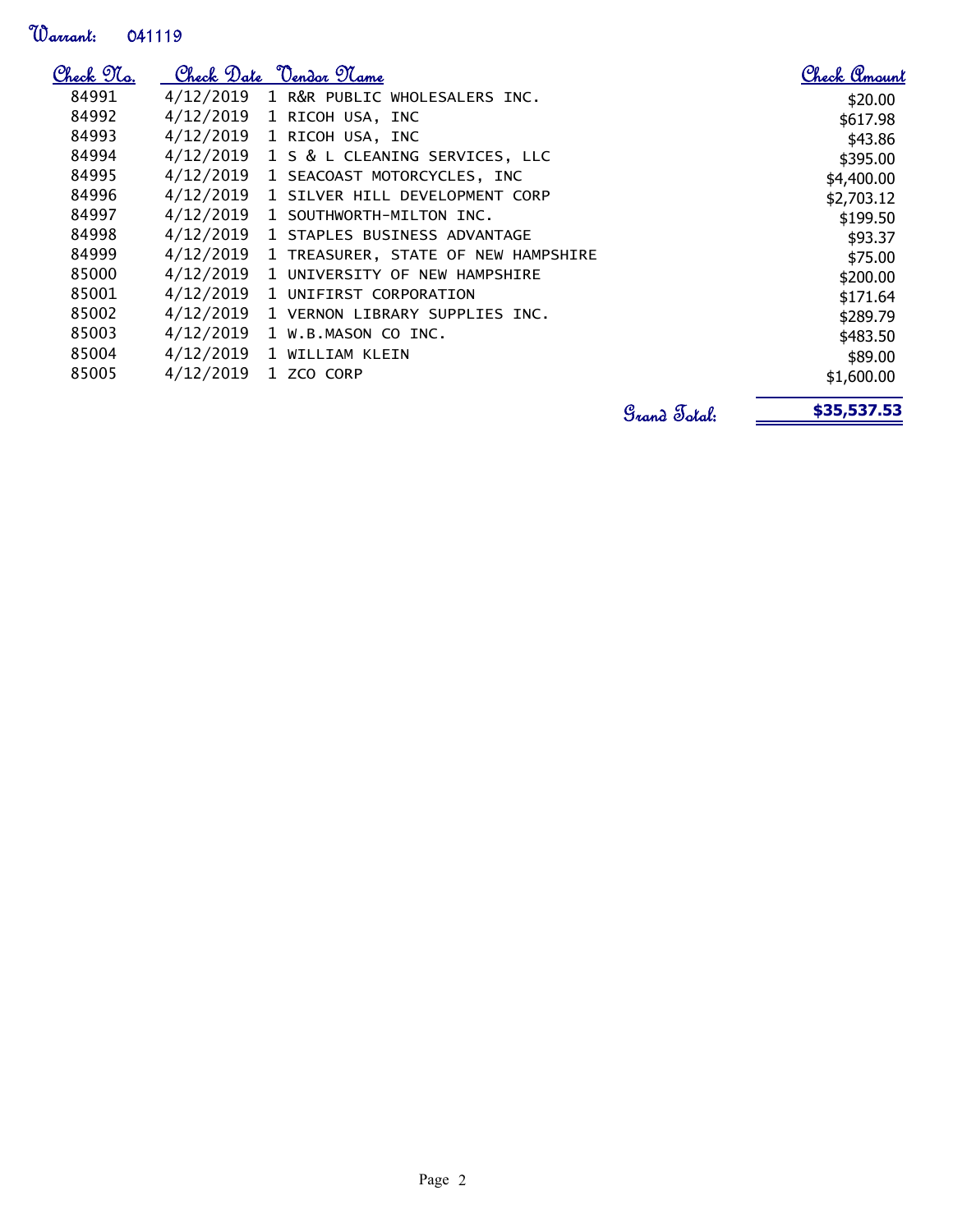Warrant: 041119

| Check No. | Check Date | Vendor Name | Check Amount |
| --- | --- | --- | --- |
| 84991 | 4/12/2019 | 1 R&R PUBLIC WHOLESALERS INC. | $20.00 |
| 84992 | 4/12/2019 | 1 RICOH USA, INC | $617.98 |
| 84993 | 4/12/2019 | 1 RICOH USA, INC | $43.86 |
| 84994 | 4/12/2019 | 1 S & L CLEANING SERVICES, LLC | $395.00 |
| 84995 | 4/12/2019 | 1 SEACOAST MOTORCYCLES, INC | $4,400.00 |
| 84996 | 4/12/2019 | 1 SILVER HILL DEVELOPMENT CORP | $2,703.12 |
| 84997 | 4/12/2019 | 1 SOUTHWORTH-MILTON INC. | $199.50 |
| 84998 | 4/12/2019 | 1 STAPLES BUSINESS ADVANTAGE | $93.37 |
| 84999 | 4/12/2019 | 1 TREASURER, STATE OF NEW HAMPSHIRE | $75.00 |
| 85000 | 4/12/2019 | 1 UNIVERSITY OF NEW HAMPSHIRE | $200.00 |
| 85001 | 4/12/2019 | 1 UNIFIRST CORPORATION | $171.64 |
| 85002 | 4/12/2019 | 1 VERNON LIBRARY SUPPLIES INC. | $289.79 |
| 85003 | 4/12/2019 | 1 W.B.MASON CO INC. | $483.50 |
| 85004 | 4/12/2019 | 1 WILLIAM KLEIN | $89.00 |
| 85005 | 4/12/2019 | 1 ZCO CORP | $1,600.00 |
| | | Grand Total: | **$35,537.53** |